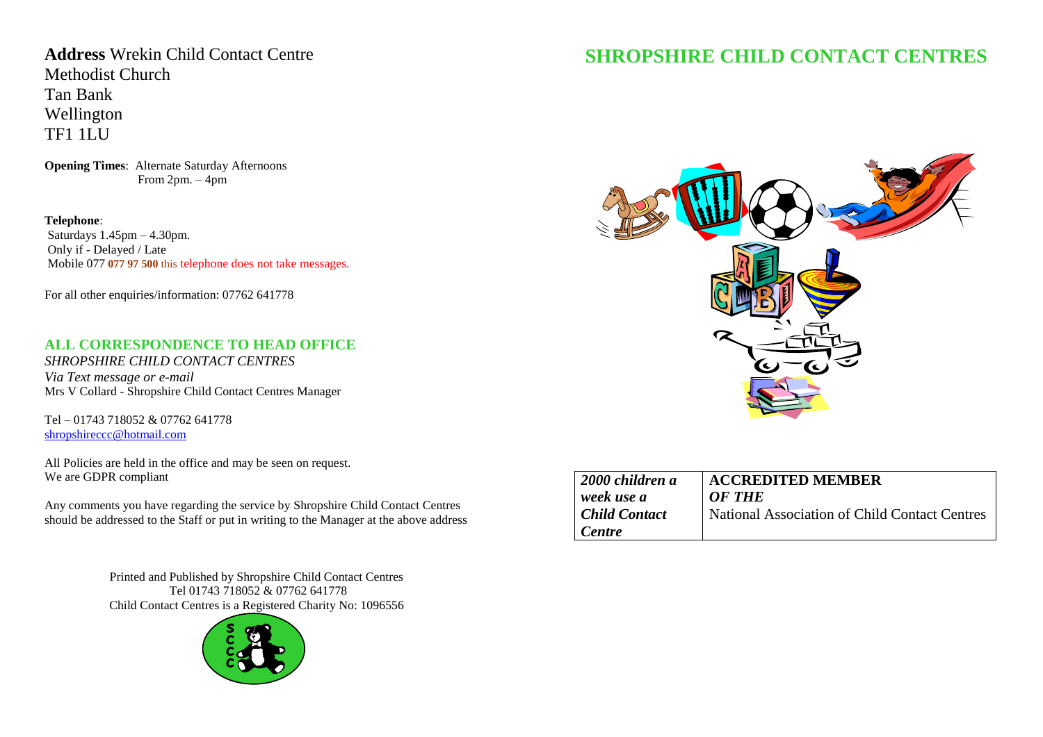**Address** Wrekin Child Contact Centre
Methodist Church
Tan Bank
Wellington
TF1 1LU

**Opening Times**: Alternate Saturday Afternoons
From 2pm. – 4pm

**Telephone**:
Saturdays 1.45pm – 4.30pm.
Only if - Delayed / Late
Mobile 077 **077 97 500** this telephone does not take messages.

For all other enquiries/information: 07762 641778

## ALL CORRESPONDENCE TO HEAD OFFICE

*SHROPSHIRE CHILD CONTACT CENTRES*
*Via Text message or e-mail*
Mrs V Collard - Shropshire Child Contact Centres Manager

Tel – 01743 718052 & 07762 641778
shropshireccc@hotmail.com

All Policies are held in the office and may be seen on request.
We are GDPR compliant

Any comments you have regarding the service by Shropshire Child Contact Centres should be addressed to the Staff or put in writing to the Manager at the above address

Printed and Published by Shropshire Child Contact Centres
Tel 01743 718052 & 07762 641778
Child Contact Centres is a Registered Charity No: 1096556

S C C C

# SHROPSHIRE CHILD CONTACT CENTRES

| | |
|---|---|
| ***2000 children a week use a Child Contact Centre*** | **ACCREDITED MEMBER** ***OF THE*** National Association of Child Contact Centres |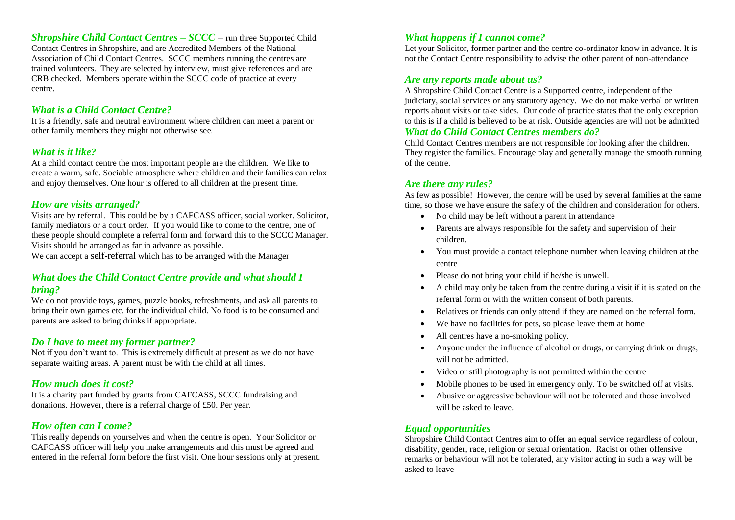***Shropshire Child Contact Centres – SCCC*** – run three Supported Child Contact Centres in Shropshire, and are Accredited Members of the National Association of Child Contact Centres. SCCC members running the centres are trained volunteers. They are selected by interview, must give references and are CRB checked. Members operate within the SCCC code of practice at every centre.

### *What is a Child Contact Centre?*

It is a friendly, safe and neutral environment where children can meet a parent or other family members they might not otherwise see.

### *What is it like?*

At a child contact centre the most important people are the children. We like to create a warm, safe. Sociable atmosphere where children and their families can relax and enjoy themselves. One hour is offered to all children at the present time.

### *How are visits arranged?*

Visits are by referral. This could be by a CAFCASS officer, social worker. Solicitor, family mediators or a court order. If you would like to come to the centre, one of these people should complete a referral form and forward this to the SCCC Manager. Visits should be arranged as far in advance as possible.

We can accept a self-referral which has to be arranged with the Manager

### *What does the Child Contact Centre provide and what should I bring?*

We do not provide toys, games, puzzle books, refreshments, and ask all parents to bring their own games etc. for the individual child. No food is to be consumed and parents are asked to bring drinks if appropriate.

### *Do I have to meet my former partner?*

Not if you don't want to. This is extremely difficult at present as we do not have separate waiting areas. A parent must be with the child at all times.

### *How much does it cost?*

It is a charity part funded by grants from CAFCASS, SCCC fundraising and donations. However, there is a referral charge of £50. Per year.

### *How often can I come?*

This really depends on yourselves and when the centre is open. Your Solicitor or CAFCASS officer will help you make arrangements and this must be agreed and entered in the referral form before the first visit. One hour sessions only at present.

### *What happens if I cannot come?*

Let your Solicitor, former partner and the centre co-ordinator know in advance. It is not the Contact Centre responsibility to advise the other parent of non-attendance

### *Are any reports made about us?*

A Shropshire Child Contact Centre is a Supported centre, independent of the judiciary, social services or any statutory agency. We do not make verbal or written reports about visits or take sides. Our code of practice states that the only exception to this is if a child is believed to be at risk. Outside agencies are will not be admitted

### *What do Child Contact Centres members do?*

Child Contact Centres members are not responsible for looking after the children. They register the families. Encourage play and generally manage the smooth running of the centre.

### *Are there any rules?*

As few as possible! However, the centre will be used by several families at the same time, so those we have ensure the safety of the children and consideration for others.

- No child may be left without a parent in attendance
- Parents are always responsible for the safety and supervision of their children.
- You must provide a contact telephone number when leaving children at the centre
- Please do not bring your child if he/she is unwell.
- A child may only be taken from the centre during a visit if it is stated on the referral form or with the written consent of both parents.
- Relatives or friends can only attend if they are named on the referral form.
- We have no facilities for pets, so please leave them at home
- All centres have a no-smoking policy.
- Anyone under the influence of alcohol or drugs, or carrying drink or drugs, will not be admitted.
- Video or still photography is not permitted within the centre
- Mobile phones to be used in emergency only. To be switched off at visits.
- Abusive or aggressive behaviour will not be tolerated and those involved will be asked to leave.

### *Equal opportunities*

Shropshire Child Contact Centres aim to offer an equal service regardless of colour, disability, gender, race, religion or sexual orientation. Racist or other offensive remarks or behaviour will not be tolerated, any visitor acting in such a way will be asked to leave